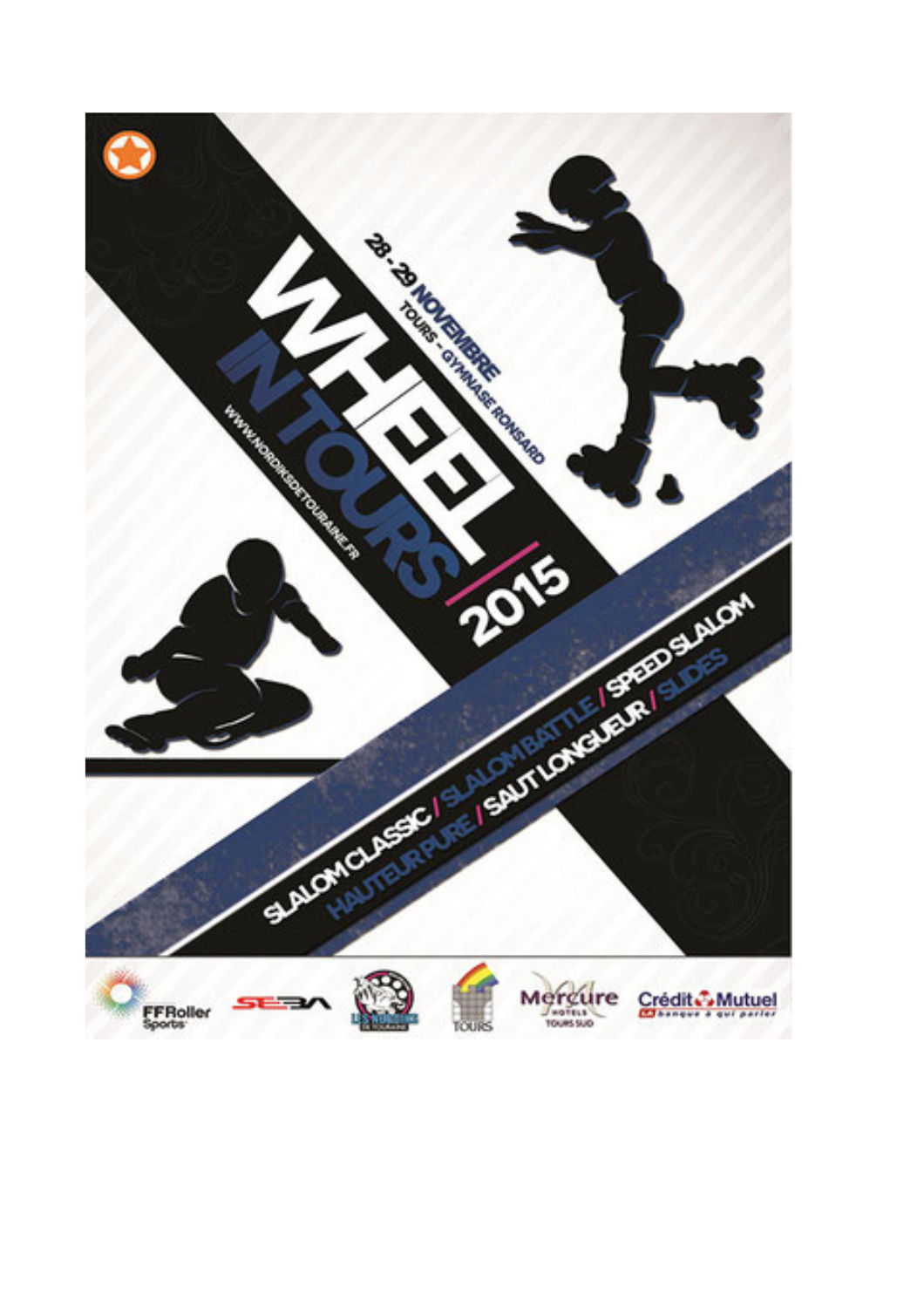# WHEEL IN TOURS 2015

**28 - 29 NOVEMBRE**

TOURS - GYMNASE RONSARD

WWW.NORDIKSDETOURAINE.FR

SLALOM CLASSIC / SLALOM BATTLE / SPEED SLALOM

HAUTEUR PURE / SAUT LONGUEUR / SLIDES

FFRoller Sports

SEBA

LES NORDIKS DE TOURAINE

TOURS

Mercure HOTELS TOURS SUD

Crédit Mutuel — LA banque à qui parler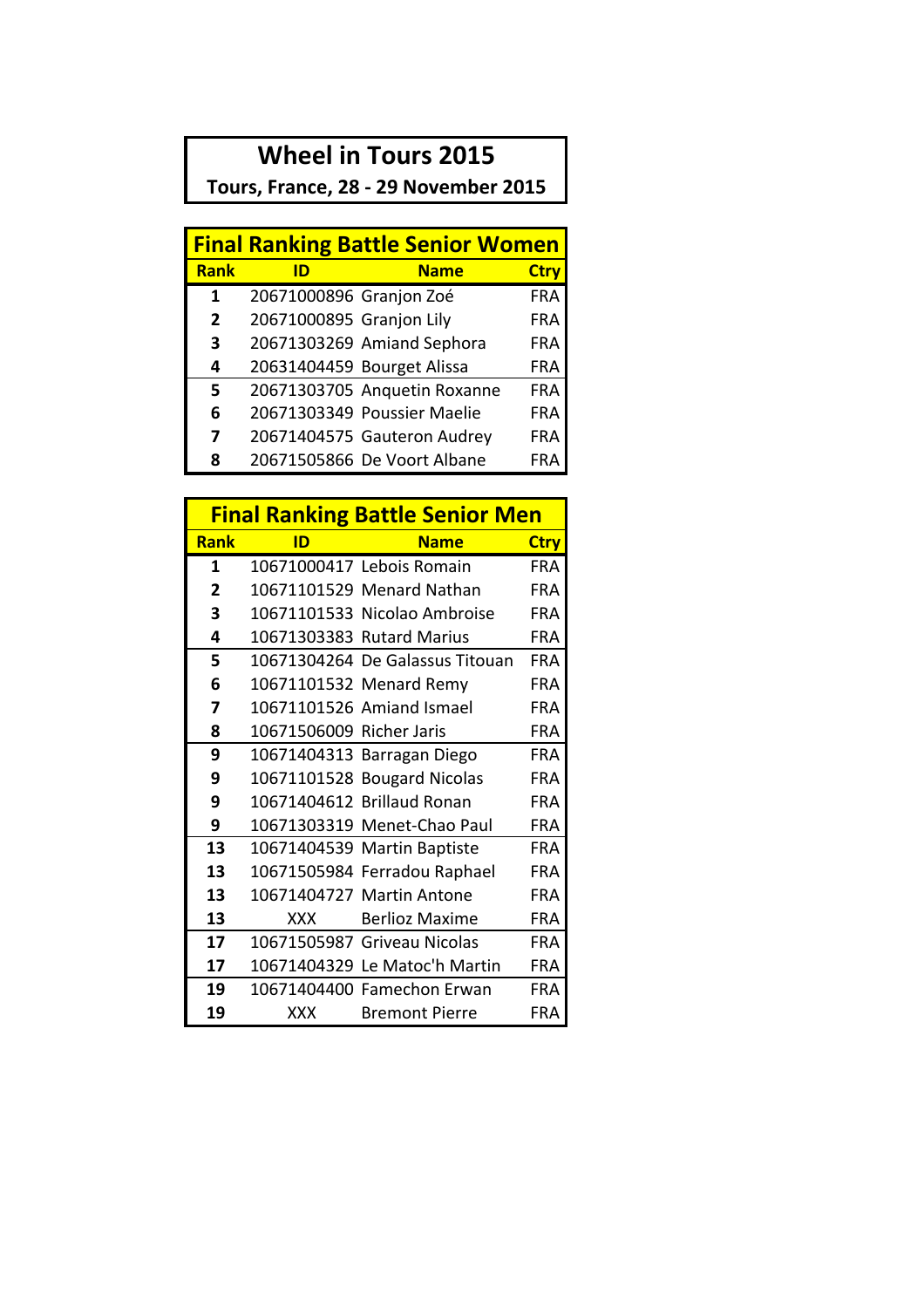# Wheel in Tours 2015

**Tours, France, 28 - 29 November 2015**

## Final Ranking Battle Senior Women

| Rank | ID | Name | Ctry |
|---|---|---|---|
| 1 | 20671000896 | Granjon Zoé | FRA |
| 2 | 20671000895 | Granjon Lily | FRA |
| 3 | 20671303269 | Amiand Sephora | FRA |
| 4 | 20631404459 | Bourget Alissa | FRA |
| 5 | 20671303705 | Anquetin Roxanne | FRA |
| 6 | 20671303349 | Poussier Maelie | FRA |
| 7 | 20671404575 | Gauteron Audrey | FRA |
| 8 | 20671505866 | De Voort Albane | FRA |

## Final Ranking Battle Senior Men

| Rank | ID | Name | Ctry |
|---|---|---|---|
| 1 | 10671000417 | Lebois Romain | FRA |
| 2 | 10671101529 | Menard Nathan | FRA |
| 3 | 10671101533 | Nicolao Ambroise | FRA |
| 4 | 10671303383 | Rutard Marius | FRA |
| 5 | 10671304264 | De Galassus Titouan | FRA |
| 6 | 10671101532 | Menard Remy | FRA |
| 7 | 10671101526 | Amiand Ismael | FRA |
| 8 | 10671506009 | Richer Jaris | FRA |
| 9 | 10671404313 | Barragan Diego | FRA |
| 9 | 10671101528 | Bougard Nicolas | FRA |
| 9 | 10671404612 | Brillaud Ronan | FRA |
| 9 | 10671303319 | Menet-Chao Paul | FRA |
| 13 | 10671404539 | Martin Baptiste | FRA |
| 13 | 10671505984 | Ferradou Raphael | FRA |
| 13 | 10671404727 | Martin Antone | FRA |
| 13 | XXX | Berlioz Maxime | FRA |
| 17 | 10671505987 | Griveau Nicolas | FRA |
| 17 | 10671404329 | Le Matoc'h Martin | FRA |
| 19 | 10671404400 | Famechon Erwan | FRA |
| 19 | XXX | Bremont Pierre | FRA |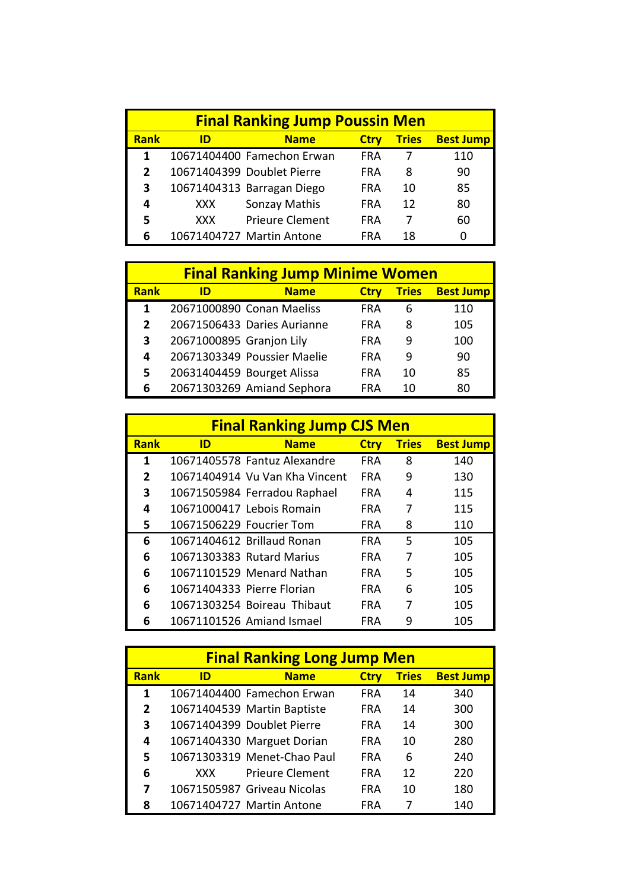| Final Ranking Jump Poussin Men | | | | | |
|---|---|---|---|---|---|
| **Rank** | **ID** | **Name** | **Ctry** | **Tries** | **Best Jump** |
| **1** | 10671404400 | Famechon Erwan | FRA | 7 | 110 |
| **2** | 10671404399 | Doublet Pierre | FRA | 8 | 90 |
| **3** | 10671404313 | Barragan Diego | FRA | 10 | 85 |
| **4** | XXX | Sonzay Mathis | FRA | 12 | 80 |
| **5** | XXX | Prieure Clement | FRA | 7 | 60 |
| **6** | 10671404727 | Martin Antone | FRA | 18 | 0 |

| Final Ranking Jump Minime Women | | | | | |
|---|---|---|---|---|---|
| **Rank** | **ID** | **Name** | **Ctry** | **Tries** | **Best Jump** |
| **1** | 20671000890 | Conan Maeliss | FRA | 6 | 110 |
| **2** | 20671506433 | Daries Aurianne | FRA | 8 | 105 |
| **3** | 20671000895 | Granjon Lily | FRA | 9 | 100 |
| **4** | 20671303349 | Poussier Maelie | FRA | 9 | 90 |
| **5** | 20631404459 | Bourget Alissa | FRA | 10 | 85 |
| **6** | 20671303269 | Amiand Sephora | FRA | 10 | 80 |

| Final Ranking Jump CJS Men | | | | | |
|---|---|---|---|---|---|
| **Rank** | **ID** | **Name** | **Ctry** | **Tries** | **Best Jump** |
| **1** | 10671405578 | Fantuz Alexandre | FRA | 8 | 140 |
| **2** | 10671404914 | Vu Van Kha Vincent | FRA | 9 | 130 |
| **3** | 10671505984 | Ferradou Raphael | FRA | 4 | 115 |
| **4** | 10671000417 | Lebois Romain | FRA | 7 | 115 |
| **5** | 10671506229 | Foucrier Tom | FRA | 8 | 110 |
| **6** | 10671404612 | Brillaud Ronan | FRA | 5 | 105 |
| **6** | 10671303383 | Rutard Marius | FRA | 7 | 105 |
| **6** | 10671101529 | Menard Nathan | FRA | 5 | 105 |
| **6** | 10671404333 | Pierre Florian | FRA | 6 | 105 |
| **6** | 10671303254 | Boireau Thibaut | FRA | 7 | 105 |
| **6** | 10671101526 | Amiand Ismael | FRA | 9 | 105 |

| Final Ranking Long Jump Men | | | | | |
|---|---|---|---|---|---|
| **Rank** | **ID** | **Name** | **Ctry** | **Tries** | **Best Jump** |
| **1** | 10671404400 | Famechon Erwan | FRA | 14 | 340 |
| **2** | 10671404539 | Martin Baptiste | FRA | 14 | 300 |
| **3** | 10671404399 | Doublet Pierre | FRA | 14 | 300 |
| **4** | 10671404330 | Marguet Dorian | FRA | 10 | 280 |
| **5** | 10671303319 | Menet-Chao Paul | FRA | 6 | 240 |
| **6** | XXX | Prieure Clement | FRA | 12 | 220 |
| **7** | 10671505987 | Griveau Nicolas | FRA | 10 | 180 |
| **8** | 10671404727 | Martin Antone | FRA | 7 | 140 |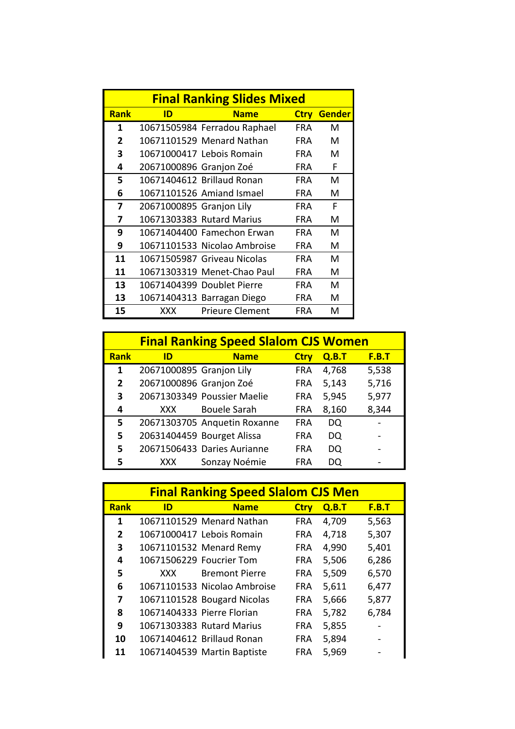| Final Ranking Slides Mixed | | | | |
|---|---|---|---|---|
| **Rank** | **ID** | **Name** | **Ctry** | **Gender** |
| 1 | 10671505984 | Ferradou Raphael | FRA | M |
| 2 | 10671101529 | Menard Nathan | FRA | M |
| 3 | 10671000417 | Lebois Romain | FRA | M |
| 4 | 20671000896 | Granjon Zoé | FRA | F |
| 5 | 10671404612 | Brillaud Ronan | FRA | M |
| 6 | 10671101526 | Amiand Ismael | FRA | M |
| 7 | 20671000895 | Granjon Lily | FRA | F |
| 7 | 10671303383 | Rutard Marius | FRA | M |
| 9 | 10671404400 | Famechon Erwan | FRA | M |
| 9 | 10671101533 | Nicolao Ambroise | FRA | M |
| 11 | 10671505987 | Griveau Nicolas | FRA | M |
| 11 | 10671303319 | Menet-Chao Paul | FRA | M |
| 13 | 10671404399 | Doublet Pierre | FRA | M |
| 13 | 10671404313 | Barragan Diego | FRA | M |
| 15 | XXX | Prieure Clement | FRA | M |

| Final Ranking Speed Slalom CJS Women | | | | | |
|---|---|---|---|---|---|
| **Rank** | **ID** | **Name** | **Ctry** | **Q.B.T** | **F.B.T** |
| 1 | 20671000895 | Granjon Lily | FRA | 4,768 | 5,538 |
| 2 | 20671000896 | Granjon Zoé | FRA | 5,143 | 5,716 |
| 3 | 20671303349 | Poussier Maelie | FRA | 5,945 | 5,977 |
| 4 | XXX | Bouele Sarah | FRA | 8,160 | 8,344 |
| 5 | 20671303705 | Anquetin Roxanne | FRA | DQ | - |
| 5 | 20631404459 | Bourget Alissa | FRA | DQ | - |
| 5 | 20671506433 | Daries Aurianne | FRA | DQ | - |
| 5 | XXX | Sonzay Noémie | FRA | DQ | - |

| Final Ranking Speed Slalom CJS Men | | | | | |
|---|---|---|---|---|---|
| **Rank** | **ID** | **Name** | **Ctry** | **Q.B.T** | **F.B.T** |
| 1 | 10671101529 | Menard Nathan | FRA | 4,709 | 5,563 |
| 2 | 10671000417 | Lebois Romain | FRA | 4,718 | 5,307 |
| 3 | 10671101532 | Menard Remy | FRA | 4,990 | 5,401 |
| 4 | 10671506229 | Foucrier Tom | FRA | 5,506 | 6,286 |
| 5 | XXX | Bremont Pierre | FRA | 5,509 | 6,570 |
| 6 | 10671101533 | Nicolao Ambroise | FRA | 5,611 | 6,477 |
| 7 | 10671101528 | Bougard Nicolas | FRA | 5,666 | 5,877 |
| 8 | 10671404333 | Pierre Florian | FRA | 5,782 | 6,784 |
| 9 | 10671303383 | Rutard Marius | FRA | 5,855 | - |
| 10 | 10671404612 | Brillaud Ronan | FRA | 5,894 | - |
| 11 | 10671404539 | Martin Baptiste | FRA | 5,969 | - |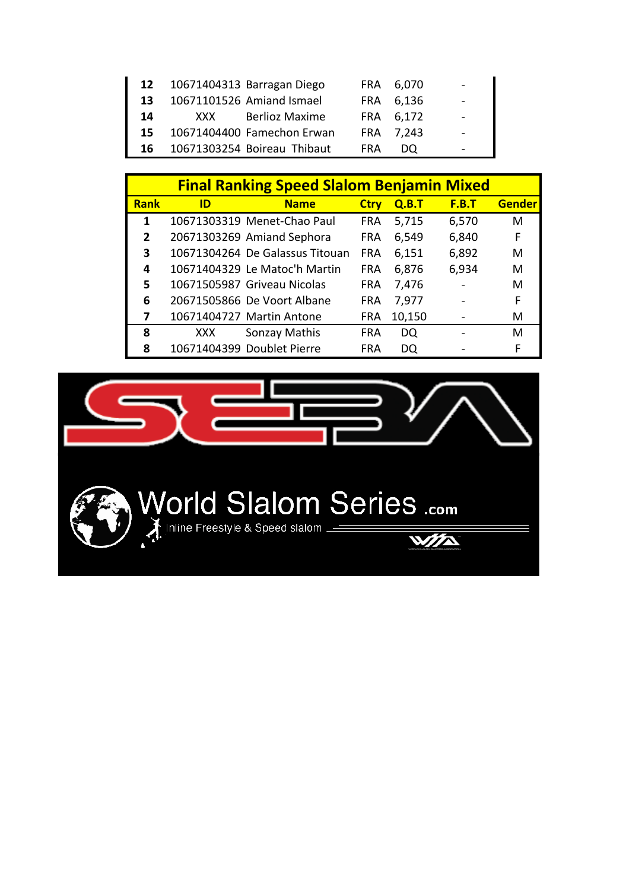| | | | | | |
|---|---|---|---|---|---|
| 12 | 10671404313 | Barragan Diego | FRA | 6,070 | - |
| 13 | 10671101526 | Amiand Ismael | FRA | 6,136 | - |
| 14 | XXX | Berlioz Maxime | FRA | 6,172 | - |
| 15 | 10671404400 | Famechon Erwan | FRA | 7,243 | - |
| 16 | 10671303254 | Boireau Thibaut | FRA | DQ | - |

## Final Ranking Speed Slalom Benjamin Mixed

| Rank | ID | Name | Ctry | Q.B.T | F.B.T | Gender |
|---|---|---|---|---|---|---|
| 1 | 10671303319 | Menet-Chao Paul | FRA | 5,715 | 6,570 | M |
| 2 | 20671303269 | Amiand Sephora | FRA | 6,549 | 6,840 | F |
| 3 | 10671304264 | De Galassus Titouan | FRA | 6,151 | 6,892 | M |
| 4 | 10671404329 | Le Matoc'h Martin | FRA | 6,876 | 6,934 | M |
| 5 | 10671505987 | Griveau Nicolas | FRA | 7,476 | - | M |
| 6 | 20671505866 | De Voort Albane | FRA | 7,977 | - | F |
| 7 | 10671404727 | Martin Antone | FRA | 10,150 | - | M |
| 8 | XXX | Sonzay Mathis | FRA | DQ | - | M |
| 8 | 10671404399 | Doublet Pierre | FRA | DQ | - | F |

SEBA

World Slalom Series .com

Inline Freestyle & Speed slalom